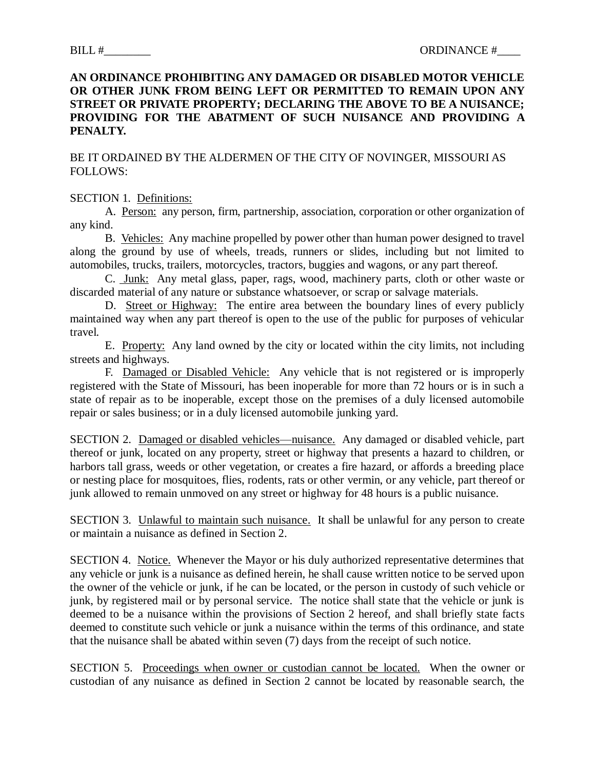BILL #________ ORDINANCE #____

**AN ORDINANCE PROHIBITING ANY DAMAGED OR DISABLED MOTOR VEHICLE OR OTHER JUNK FROM BEING LEFT OR PERMITTED TO REMAIN UPON ANY STREET OR PRIVATE PROPERTY; DECLARING THE ABOVE TO BE A NUISANCE; PROVIDING FOR THE ABATMENT OF SUCH NUISANCE AND PROVIDING A PENALTY.**

BE IT ORDAINED BY THE ALDERMEN OF THE CITY OF NOVINGER, MISSOURI AS FOLLOWS:

SECTION 1. Definitions:

A. Person: any person, firm, partnership, association, corporation or other organization of any kind.

B. Vehicles: Any machine propelled by power other than human power designed to travel along the ground by use of wheels, treads, runners or slides, including but not limited to automobiles, trucks, trailers, motorcycles, tractors, buggies and wagons, or any part thereof.

C. Junk: Any metal glass, paper, rags, wood, machinery parts, cloth or other waste or discarded material of any nature or substance whatsoever, or scrap or salvage materials.

D. Street or Highway: The entire area between the boundary lines of every publicly maintained way when any part thereof is open to the use of the public for purposes of vehicular travel.

E. Property: Any land owned by the city or located within the city limits, not including streets and highways.

F. Damaged or Disabled Vehicle: Any vehicle that is not registered or is improperly registered with the State of Missouri, has been inoperable for more than 72 hours or is in such a state of repair as to be inoperable, except those on the premises of a duly licensed automobile repair or sales business; or in a duly licensed automobile junking yard.

SECTION 2. Damaged or disabled vehicles—nuisance. Any damaged or disabled vehicle, part thereof or junk, located on any property, street or highway that presents a hazard to children, or harbors tall grass, weeds or other vegetation, or creates a fire hazard, or affords a breeding place or nesting place for mosquitoes, flies, rodents, rats or other vermin, or any vehicle, part thereof or junk allowed to remain unmoved on any street or highway for 48 hours is a public nuisance.

SECTION 3. Unlawful to maintain such nuisance. It shall be unlawful for any person to create or maintain a nuisance as defined in Section 2.

SECTION 4. Notice. Whenever the Mayor or his duly authorized representative determines that any vehicle or junk is a nuisance as defined herein, he shall cause written notice to be served upon the owner of the vehicle or junk, if he can be located, or the person in custody of such vehicle or junk, by registered mail or by personal service. The notice shall state that the vehicle or junk is deemed to be a nuisance within the provisions of Section 2 hereof, and shall briefly state facts deemed to constitute such vehicle or junk a nuisance within the terms of this ordinance, and state that the nuisance shall be abated within seven (7) days from the receipt of such notice.

SECTION 5. Proceedings when owner or custodian cannot be located. When the owner or custodian of any nuisance as defined in Section 2 cannot be located by reasonable search, the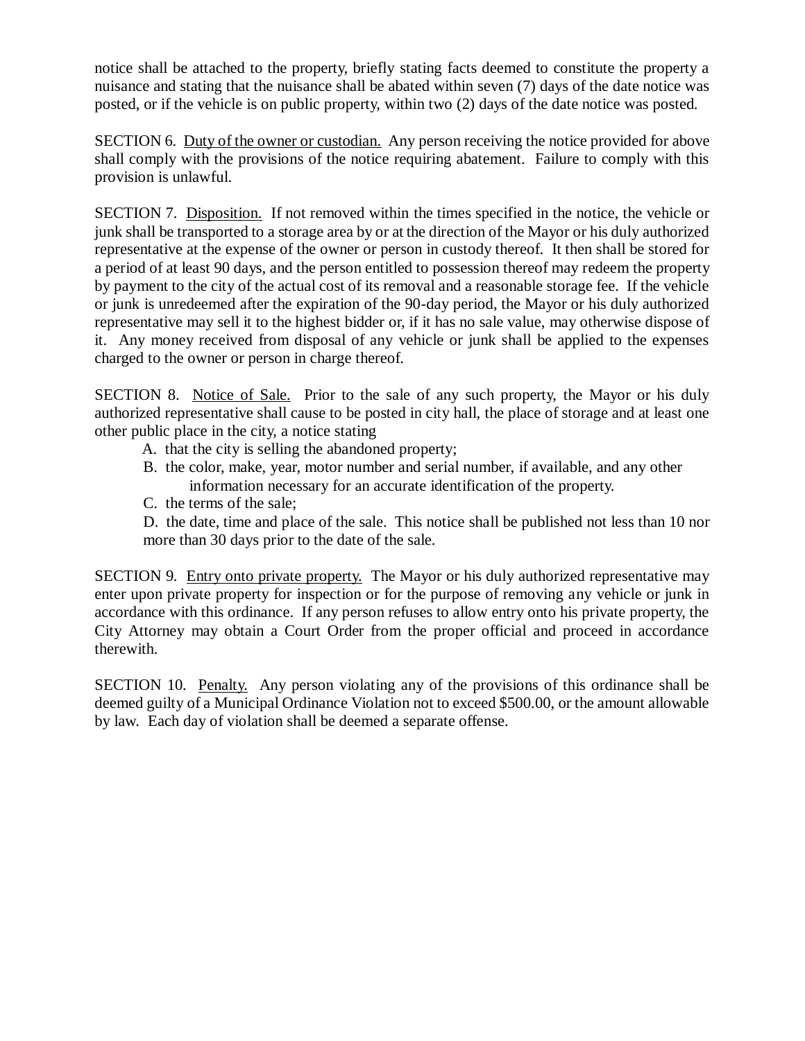notice shall be attached to the property, briefly stating facts deemed to constitute the property a nuisance and stating that the nuisance shall be abated within seven (7) days of the date notice was posted, or if the vehicle is on public property, within two (2) days of the date notice was posted.

SECTION 6. Duty of the owner or custodian. Any person receiving the notice provided for above shall comply with the provisions of the notice requiring abatement. Failure to comply with this provision is unlawful.

SECTION 7. Disposition. If not removed within the times specified in the notice, the vehicle or junk shall be transported to a storage area by or at the direction of the Mayor or his duly authorized representative at the expense of the owner or person in custody thereof. It then shall be stored for a period of at least 90 days, and the person entitled to possession thereof may redeem the property by payment to the city of the actual cost of its removal and a reasonable storage fee. If the vehicle or junk is unredeemed after the expiration of the 90-day period, the Mayor or his duly authorized representative may sell it to the highest bidder or, if it has no sale value, may otherwise dispose of it. Any money received from disposal of any vehicle or junk shall be applied to the expenses charged to the owner or person in charge thereof.

SECTION 8. Notice of Sale. Prior to the sale of any such property, the Mayor or his duly authorized representative shall cause to be posted in city hall, the place of storage and at least one other public place in the city, a notice stating

A. that the city is selling the abandoned property;

B. the color, make, year, motor number and serial number, if available, and any other information necessary for an accurate identification of the property.

C. the terms of the sale;

D. the date, time and place of the sale. This notice shall be published not less than 10 nor more than 30 days prior to the date of the sale.

SECTION 9. Entry onto private property. The Mayor or his duly authorized representative may enter upon private property for inspection or for the purpose of removing any vehicle or junk in accordance with this ordinance. If any person refuses to allow entry onto his private property, the City Attorney may obtain a Court Order from the proper official and proceed in accordance therewith.

SECTION 10. Penalty. Any person violating any of the provisions of this ordinance shall be deemed guilty of a Municipal Ordinance Violation not to exceed $500.00, or the amount allowable by law. Each day of violation shall be deemed a separate offense.